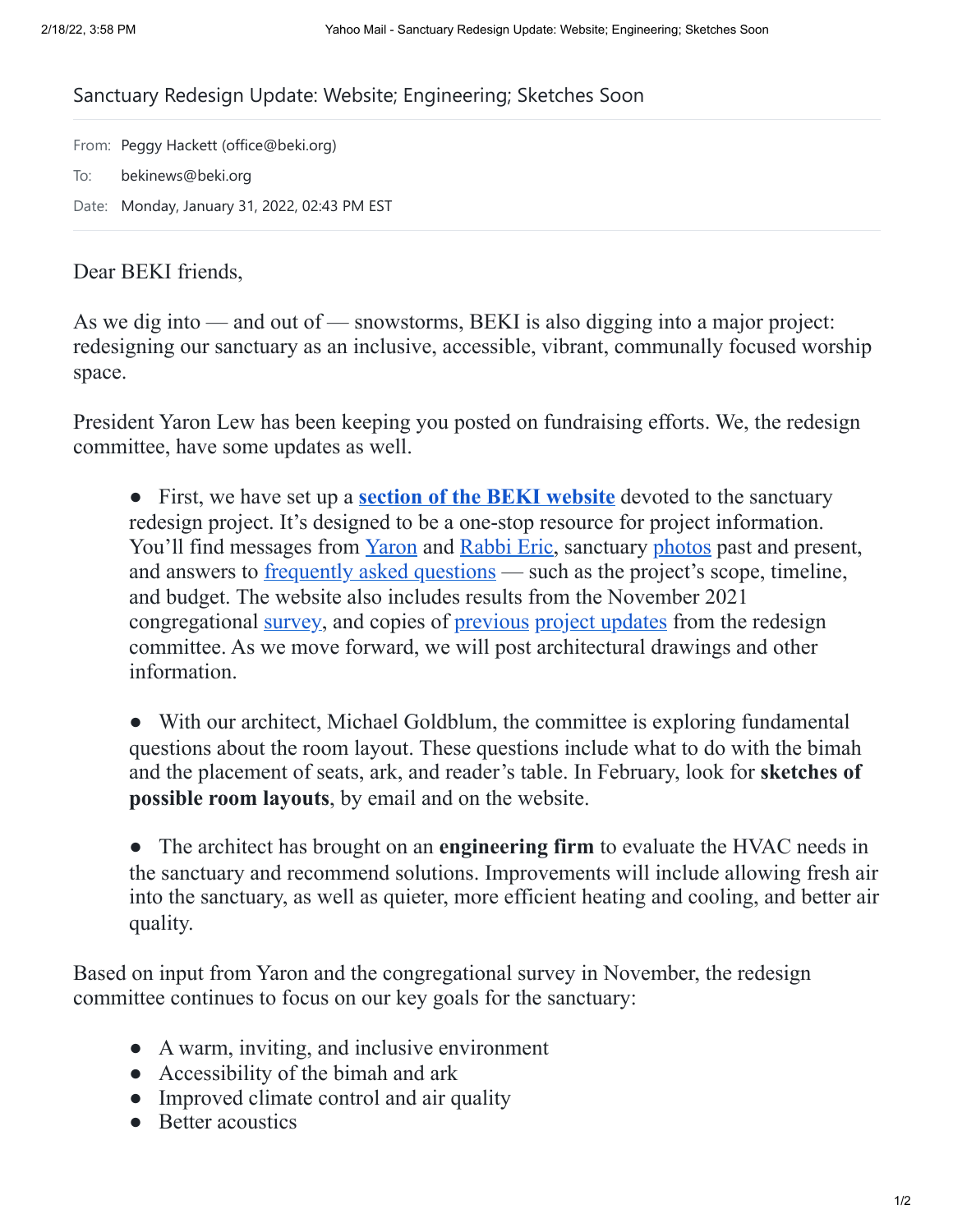# Sanctuary Redesign Update: Website; Engineering; Sketches Soon

From: Peggy Hackett (office@beki.org)

To: bekinews@beki.org

Date: Monday, January 31, 2022, 02:43 PM EST

Dear BEKI friends,

As we dig into — and out of — snowstorms, BEKI is also digging into a major project: redesigning our sanctuary as an inclusive, accessible, vibrant, communally focused worship space.

President Yaron Lew has been keeping you posted on fundraising efforts. We, the redesign committee, have some updates as well.

- First, we have set up a **section of the BEKI website** devoted to the sanctuary redesign project. It's designed to be a one-stop resource for project information. You'll find messages from Yaron and Rabbi Eric, sanctuary photos past and present, and answers to frequently asked questions — such as the project's scope, timeline, and budget. The website also includes results from the November 2021 congregational survey, and copies of previous project updates from the redesign committee. As we move forward, we will post architectural drawings and other information.

- With our architect, Michael Goldblum, the committee is exploring fundamental questions about the room layout. These questions include what to do with the bimah and the placement of seats, ark, and reader's table. In February, look for **sketches of possible room layouts**, by email and on the website.

- The architect has brought on an **engineering firm** to evaluate the HVAC needs in the sanctuary and recommend solutions. Improvements will include allowing fresh air into the sanctuary, as well as quieter, more efficient heating and cooling, and better air quality.

Based on input from Yaron and the congregational survey in November, the redesign committee continues to focus on our key goals for the sanctuary:

- A warm, inviting, and inclusive environment
- Accessibility of the bimah and ark
- Improved climate control and air quality
- Better acoustics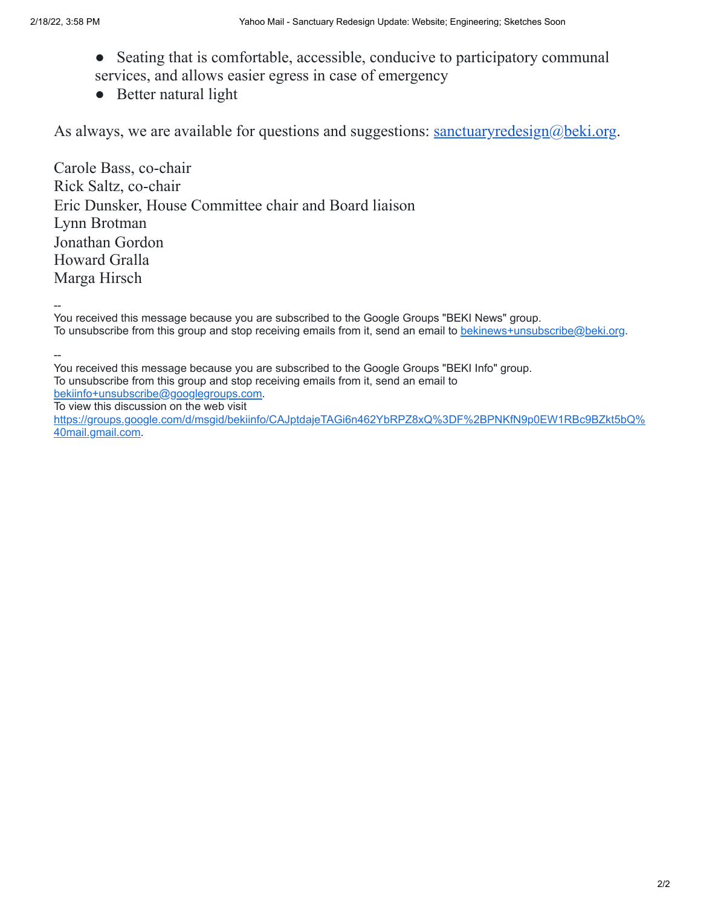- Seating that is comfortable, accessible, conducive to participatory communal services, and allows easier egress in case of emergency
- Better natural light

As always, we are available for questions and suggestions: [sanctuaryredesign@beki.org](mailto:sanctuaryredesign@beki.org).

Carole Bass, co-chair
Rick Saltz, co-chair
Eric Dunsker, House Committee chair and Board liaison
Lynn Brotman
Jonathan Gordon
Howard Gralla
Marga Hirsch

--
You received this message because you are subscribed to the Google Groups "BEKI News" group.
To unsubscribe from this group and stop receiving emails from it, send an email to [bekinews+unsubscribe@beki.org](mailto:bekinews+unsubscribe@beki.org).

--
You received this message because you are subscribed to the Google Groups "BEKI Info" group.
To unsubscribe from this group and stop receiving emails from it, send an email to [bekiinfo+unsubscribe@googlegroups.com](mailto:bekiinfo+unsubscribe@googlegroups.com).
To view this discussion on the web visit [https://groups.google.com/d/msgid/bekiinfo/CAJptdajeTAGi6n462YbRPZ8xQ%3DF%2BPNKfN9p0EW1RBc9BZkt5bQ%40mail.gmail.com](https://groups.google.com/d/msgid/bekiinfo/CAJptdajeTAGi6n462YbRPZ8xQ%3DF%2BPNKfN9p0EW1RBc9BZkt5bQ%40mail.gmail.com).